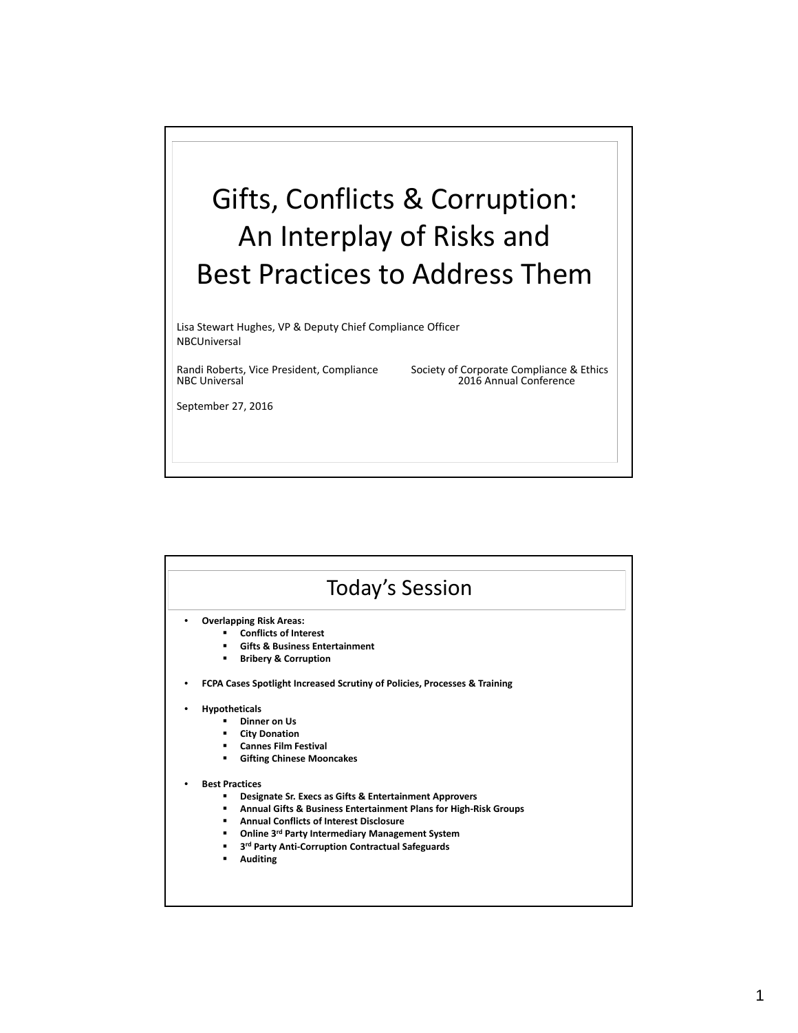# Gifts, Conflicts & Corruption: An Interplay of Risks and Best Practices to Address Them

Lisa Stewart Hughes, VP & Deputy Chief Compliance Officer
NBCUniversal

Randi Roberts, Vice President, Compliance
NBC Universal

Society of Corporate Compliance & Ethics
2016 Annual Conference

September 27, 2016

## Today's Session

- **Overlapping Risk Areas:**
  - **Conflicts of Interest**
  - **Gifts & Business Entertainment**
  - **Bribery & Corruption**
- **FCPA Cases Spotlight Increased Scrutiny of Policies, Processes & Training**
- **Hypotheticals**
  - **Dinner on Us**
  - **City Donation**
  - **Cannes Film Festival**
  - **Gifting Chinese Mooncakes**
- **Best Practices**
  - **Designate Sr. Execs as Gifts & Entertainment Approvers**
  - **Annual Gifts & Business Entertainment Plans for High-Risk Groups**
  - **Annual Conflicts of Interest Disclosure**
  - **Online 3rd Party Intermediary Management System**
  - **3rd Party Anti-Corruption Contractual Safeguards**
  - **Auditing**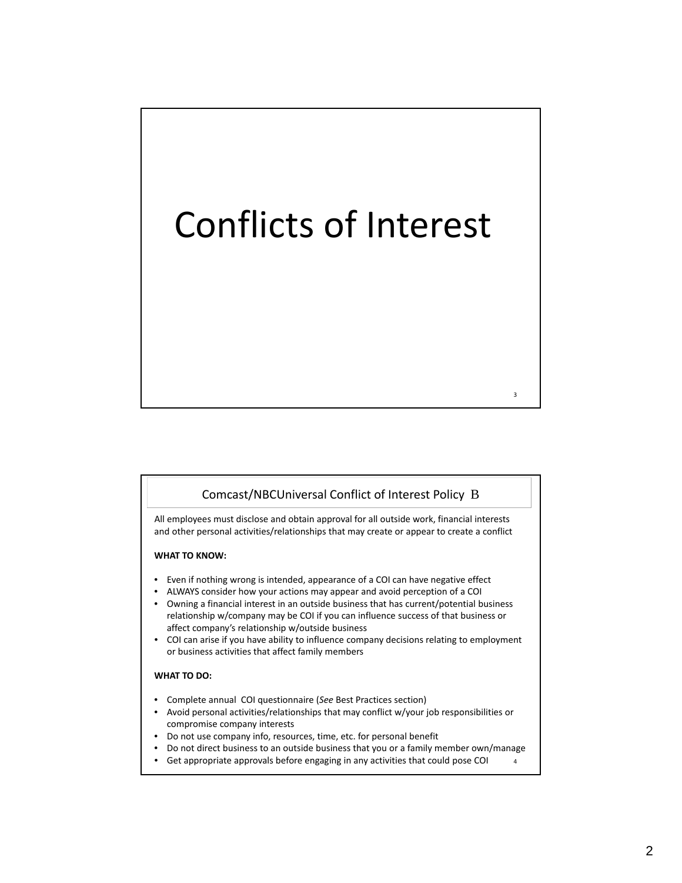# Conflicts of Interest

## Comcast/NBCUniversal Conflict of Interest Policy B

All employees must disclose and obtain approval for all outside work, financial interests and other personal activities/relationships that may create or appear to create a conflict

**WHAT TO KNOW:**

- Even if nothing wrong is intended, appearance of a COI can have negative effect
- ALWAYS consider how your actions may appear and avoid perception of a COI
- Owning a financial interest in an outside business that has current/potential business relationship w/company may be COI if you can influence success of that business or affect company's relationship w/outside business
- COI can arise if you have ability to influence company decisions relating to employment or business activities that affect family members

**WHAT TO DO:**

- Complete annual COI questionnaire (*See* Best Practices section)
- Avoid personal activities/relationships that may conflict w/your job responsibilities or compromise company interests
- Do not use company info, resources, time, etc. for personal benefit
- Do not direct business to an outside business that you or a family member own/manage
- Get appropriate approvals before engaging in any activities that could pose COI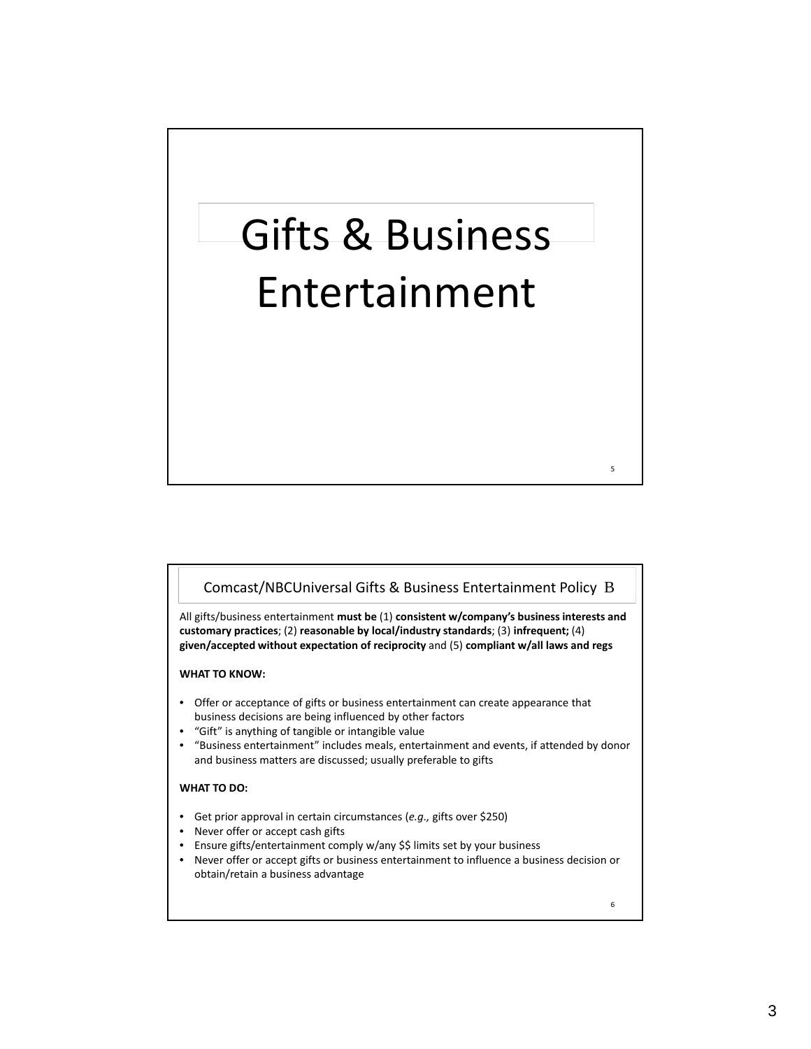# Gifts & Business Entertainment

## Comcast/NBCUniversal Gifts & Business Entertainment Policy B

All gifts/business entertainment **must be** (1) **consistent w/company's business interests and customary practices**; (2) **reasonable by local/industry standards**; (3) **infrequent;** (4) **given/accepted without expectation of reciprocity** and (5) **compliant w/all laws and regs**

**WHAT TO KNOW:**

- Offer or acceptance of gifts or business entertainment can create appearance that business decisions are being influenced by other factors
- "Gift" is anything of tangible or intangible value
- "Business entertainment" includes meals, entertainment and events, if attended by donor and business matters are discussed; usually preferable to gifts

**WHAT TO DO:**

- Get prior approval in certain circumstances (*e.g.,* gifts over $250)
- Never offer or accept cash gifts
- Ensure gifts/entertainment comply w/any $$ limits set by your business
- Never offer or accept gifts or business entertainment to influence a business decision or obtain/retain a business advantage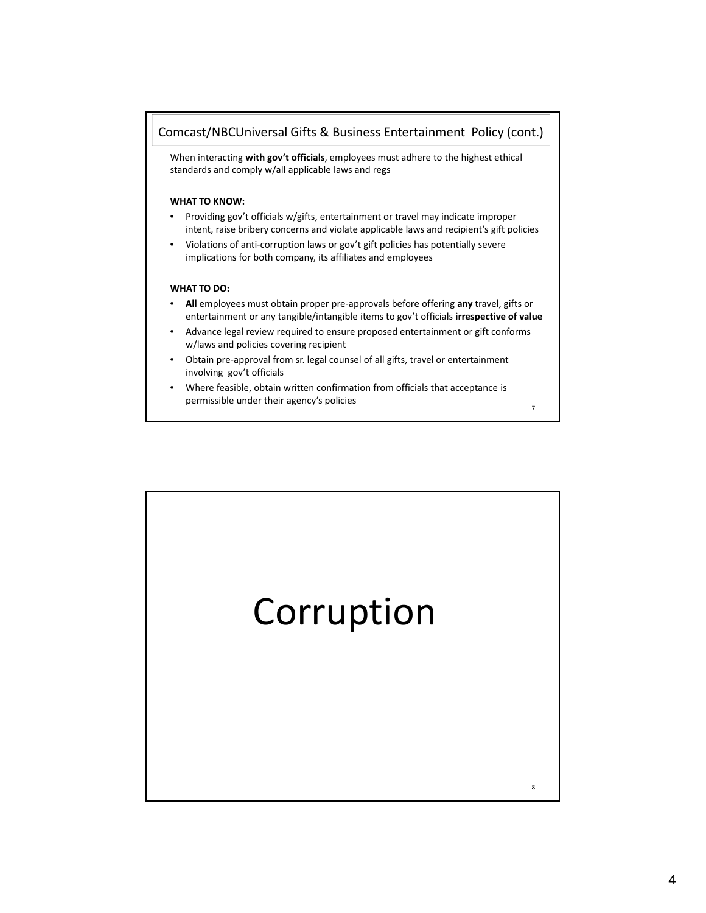## Comcast/NBCUniversal Gifts & Business Entertainment Policy (cont.)

When interacting **with gov't officials**, employees must adhere to the highest ethical standards and comply w/all applicable laws and regs

**WHAT TO KNOW:**

- Providing gov't officials w/gifts, entertainment or travel may indicate improper intent, raise bribery concerns and violate applicable laws and recipient's gift policies
- Violations of anti-corruption laws or gov't gift policies has potentially severe implications for both company, its affiliates and employees

**WHAT TO DO:**

- **All** employees must obtain proper pre-approvals before offering **any** travel, gifts or entertainment or any tangible/intangible items to gov't officials **irrespective of value**
- Advance legal review required to ensure proposed entertainment or gift conforms w/laws and policies covering recipient
- Obtain pre-approval from sr. legal counsel of all gifts, travel or entertainment involving gov't officials
- Where feasible, obtain written confirmation from officials that acceptance is permissible under their agency's policies

# Corruption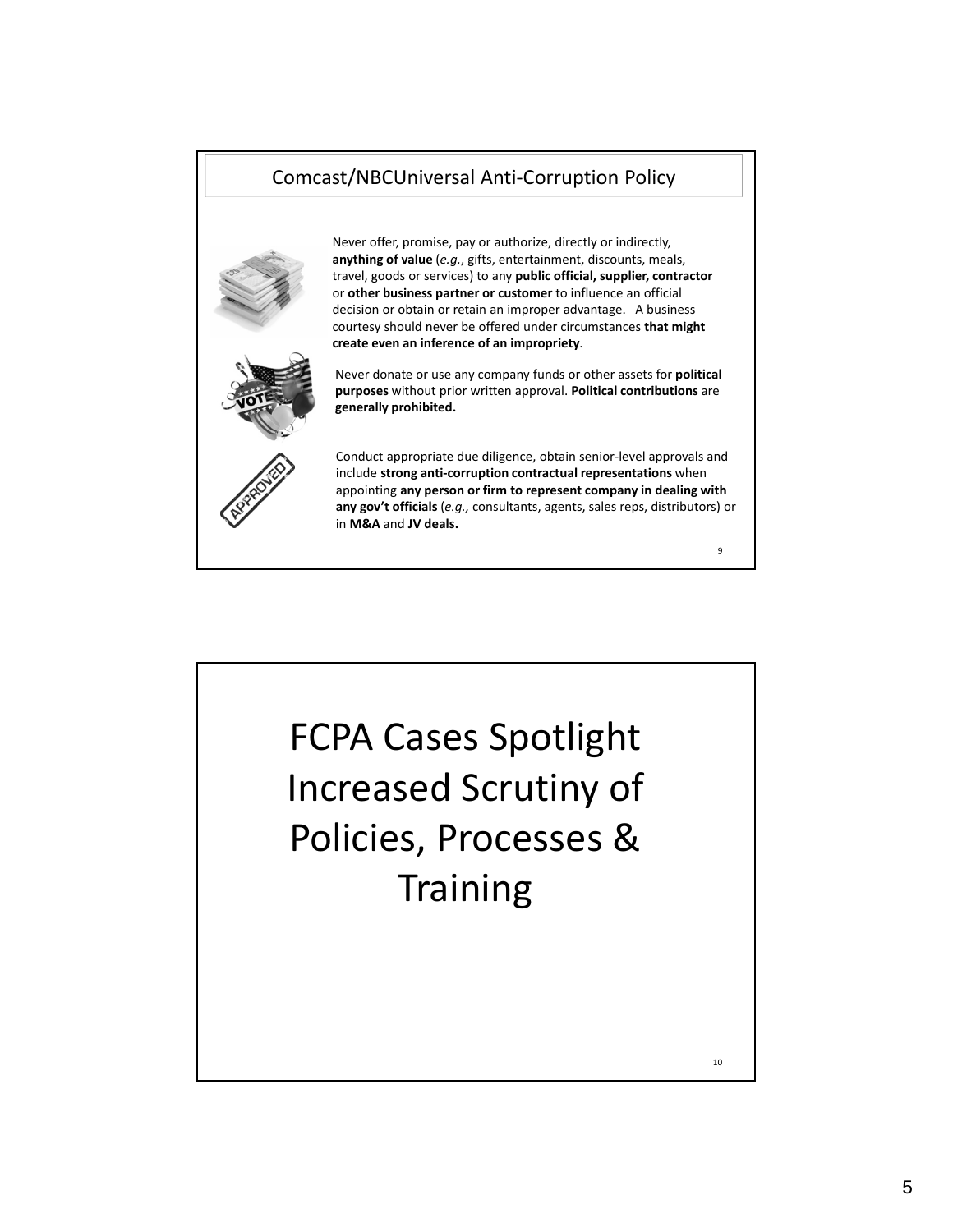## Comcast/NBCUniversal Anti-Corruption Policy

Never offer, promise, pay or authorize, directly or indirectly, **anything of value** (*e.g.*, gifts, entertainment, discounts, meals, travel, goods or services) to any **public official, supplier, contractor** or **other business partner or customer** to influence an official decision or obtain or retain an improper advantage. A business courtesy should never be offered under circumstances **that might create even an inference of an impropriety**.

Never donate or use any company funds or other assets for **political purposes** without prior written approval. **Political contributions** are **generally prohibited.**

Conduct appropriate due diligence, obtain senior-level approvals and include **strong anti-corruption contractual representations** when appointing **any person or firm to represent company in dealing with any gov't officials** (*e.g.,* consultants, agents, sales reps, distributors) or in **M&A** and **JV deals.**

# FCPA Cases Spotlight Increased Scrutiny of Policies, Processes & Training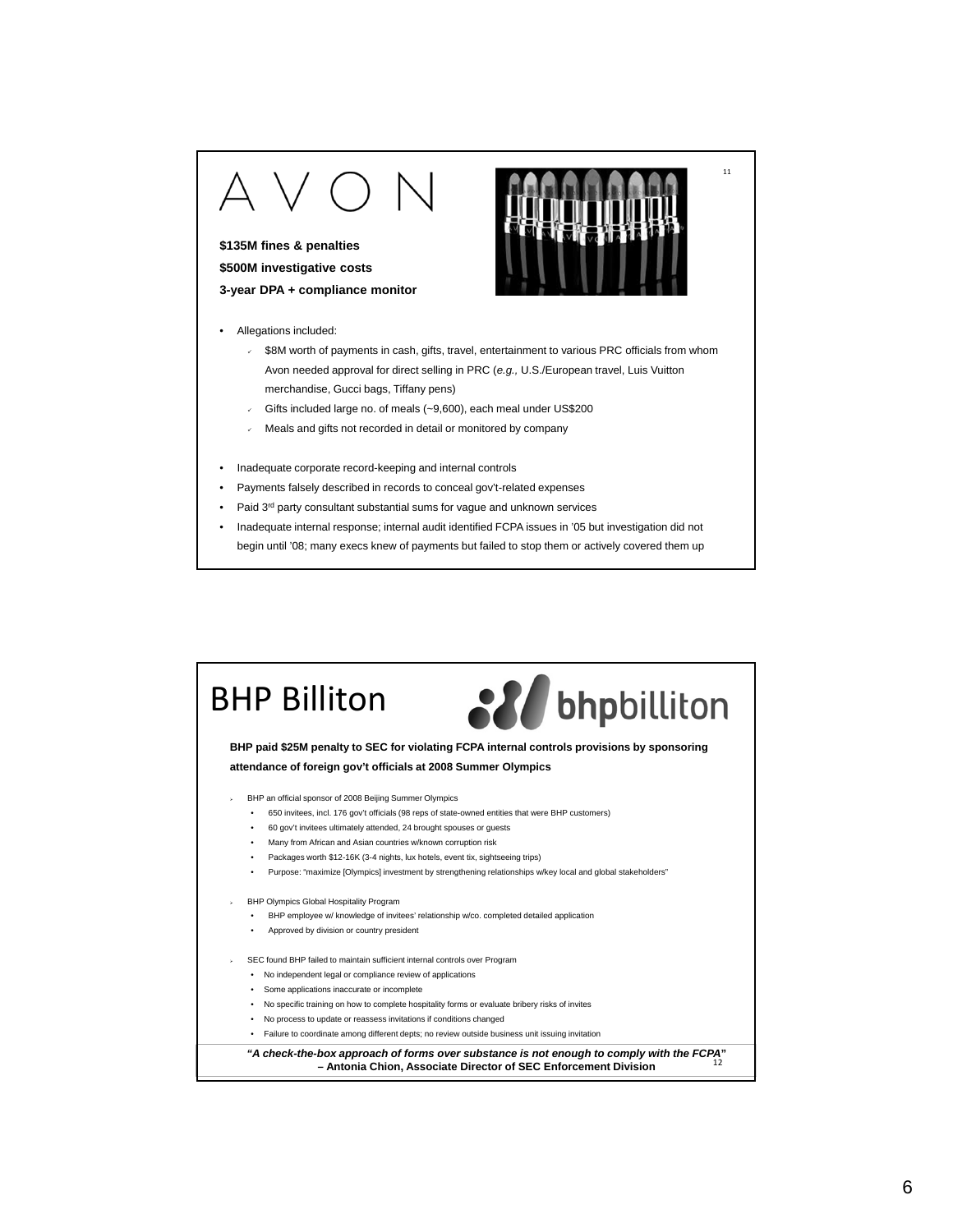# AVON

**$135M fines & penalties**
**$500M investigative costs**
**3-year DPA + compliance monitor**

- Allegations included:
  - $8M worth of payments in cash, gifts, travel, entertainment to various PRC officials from whom Avon needed approval for direct selling in PRC (*e.g.,* U.S./European travel, Luis Vuitton merchandise, Gucci bags, Tiffany pens)
  - Gifts included large no. of meals (~9,600), each meal under US$200
  - Meals and gifts not recorded in detail or monitored by company
- Inadequate corporate record-keeping and internal controls
- Payments falsely described in records to conceal gov't-related expenses
- Paid 3rd party consultant substantial sums for vague and unknown services
- Inadequate internal response; internal audit identified FCPA issues in '05 but investigation did not begin until '08; many execs knew of payments but failed to stop them or actively covered them up

# BHP Billiton

**BHP paid $25M penalty to SEC for violating FCPA internal controls provisions by sponsoring attendance of foreign gov't officials at 2008 Summer Olympics**

- BHP an official sponsor of 2008 Beijing Summer Olympics
  - 650 invitees, incl. 176 gov't officials (98 reps of state-owned entities that were BHP customers)
  - 60 gov't invitees ultimately attended, 24 brought spouses or guests
  - Many from African and Asian countries w/known corruption risk
  - Packages worth $12-16K (3-4 nights, lux hotels, event tix, sightseeing trips)
  - Purpose: "maximize [Olympics] investment by strengthening relationships w/key local and global stakeholders"
- BHP Olympics Global Hospitality Program
  - BHP employee w/ knowledge of invitees' relationship w/co. completed detailed application
  - Approved by division or country president
- SEC found BHP failed to maintain sufficient internal controls over Program
  - No independent legal or compliance review of applications
  - Some applications inaccurate or incomplete
  - No specific training on how to complete hospitality forms or evaluate bribery risks of invites
  - No process to update or reassess invitations if conditions changed
  - Failure to coordinate among different depts; no review outside business unit issuing invitation

***"A check-the-box approach of forms over substance is not enough to comply with the FCPA"***
**– Antonia Chion, Associate Director of SEC Enforcement Division**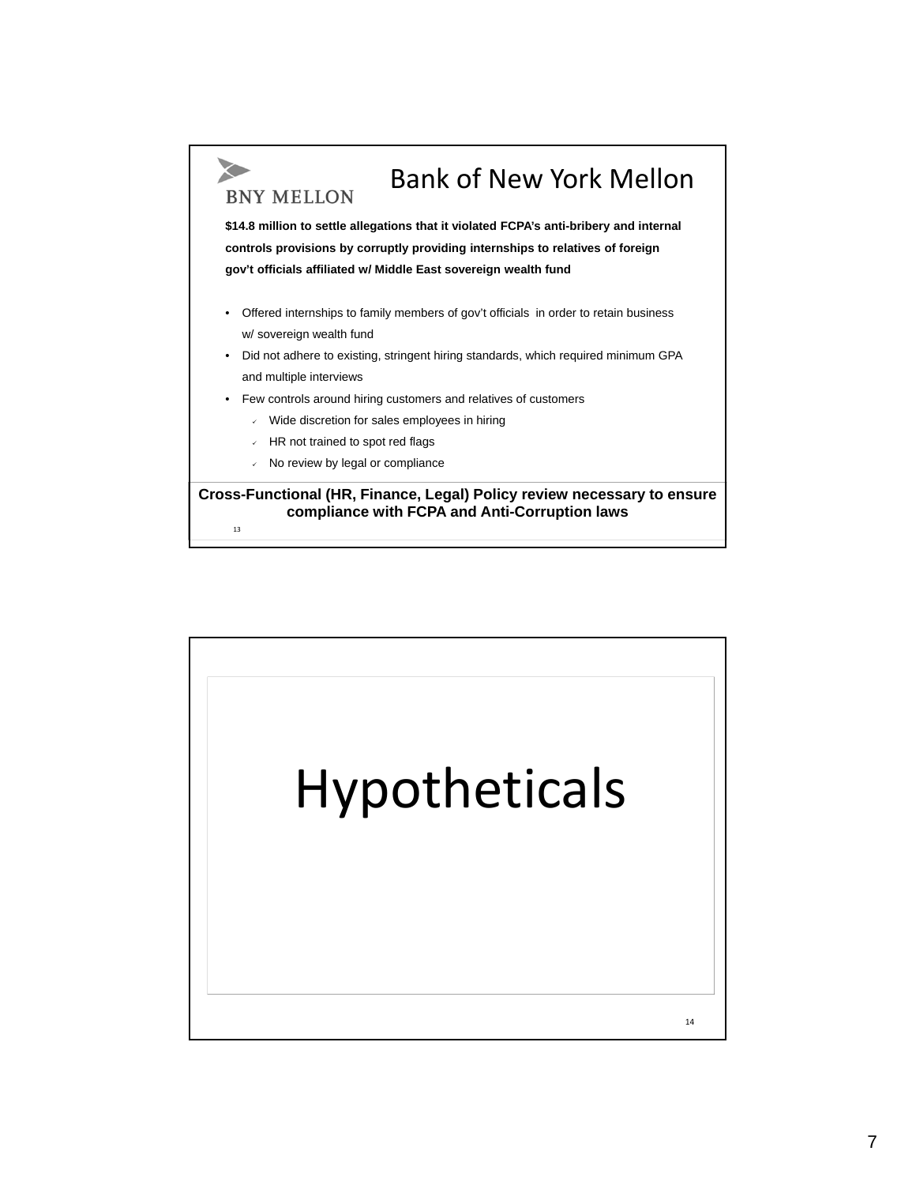## Bank of New York Mellon

BNY MELLON

**$14.8 million to settle allegations that it violated FCPA's anti-bribery and internal controls provisions by corruptly providing internships to relatives of foreign gov't officials affiliated w/ Middle East sovereign wealth fund**

- Offered internships to family members of gov't officials in order to retain business w/ sovereign wealth fund
- Did not adhere to existing, stringent hiring standards, which required minimum GPA and multiple interviews
- Few controls around hiring customers and relatives of customers
  - ✓ Wide discretion for sales employees in hiring
  - ✓ HR not trained to spot red flags
  - ✓ No review by legal or compliance

**Cross-Functional (HR, Finance, Legal) Policy review necessary to ensure compliance with FCPA and Anti-Corruption laws**

# Hypotheticals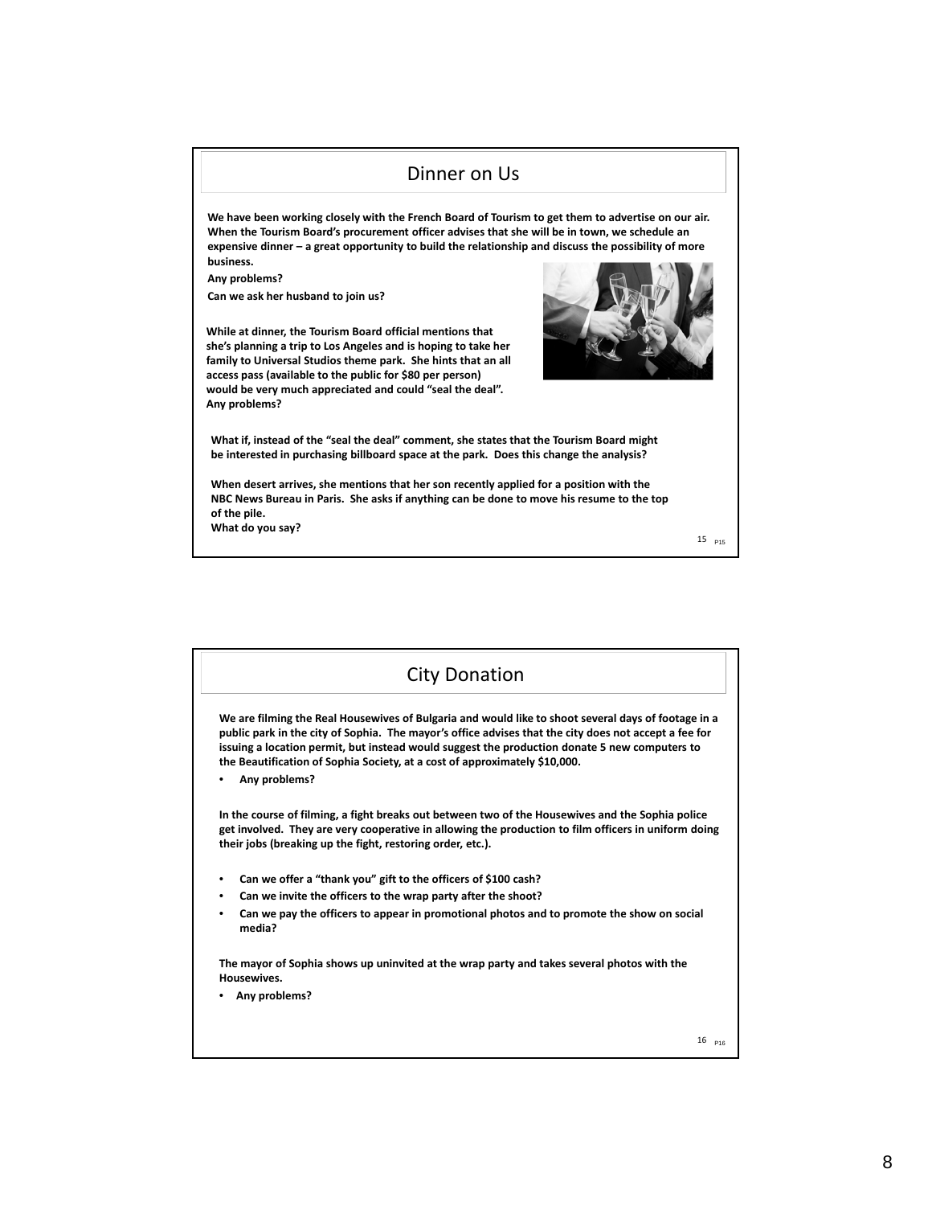## Dinner on Us

**We have been working closely with the French Board of Tourism to get them to advertise on our air. When the Tourism Board's procurement officer advises that she will be in town, we schedule an expensive dinner – a great opportunity to build the relationship and discuss the possibility of more business.**

**Any problems?**

**Can we ask her husband to join us?**

**While at dinner, the Tourism Board official mentions that she's planning a trip to Los Angeles and is hoping to take her family to Universal Studios theme park. She hints that an all access pass (available to the public for $80 per person) would be very much appreciated and could "seal the deal". Any problems?**

**What if, instead of the "seal the deal" comment, she states that the Tourism Board might be interested in purchasing billboard space at the park. Does this change the analysis?**

**When desert arrives, she mentions that her son recently applied for a position with the NBC News Bureau in Paris. She asks if anything can be done to move his resume to the top of the pile.**
**What do you say?**

## City Donation

**We are filming the Real Housewives of Bulgaria and would like to shoot several days of footage in a public park in the city of Sophia. The mayor's office advises that the city does not accept a fee for issuing a location permit, but instead would suggest the production donate 5 new computers to the Beautification of Sophia Society, at a cost of approximately $10,000.**

- **Any problems?**

**In the course of filming, a fight breaks out between two of the Housewives and the Sophia police get involved. They are very cooperative in allowing the production to film officers in uniform doing their jobs (breaking up the fight, restoring order, etc.).**

- **Can we offer a "thank you" gift to the officers of $100 cash?**
- **Can we invite the officers to the wrap party after the shoot?**
- **Can we pay the officers to appear in promotional photos and to promote the show on social media?**

**The mayor of Sophia shows up uninvited at the wrap party and takes several photos with the Housewives.**

- **Any problems?**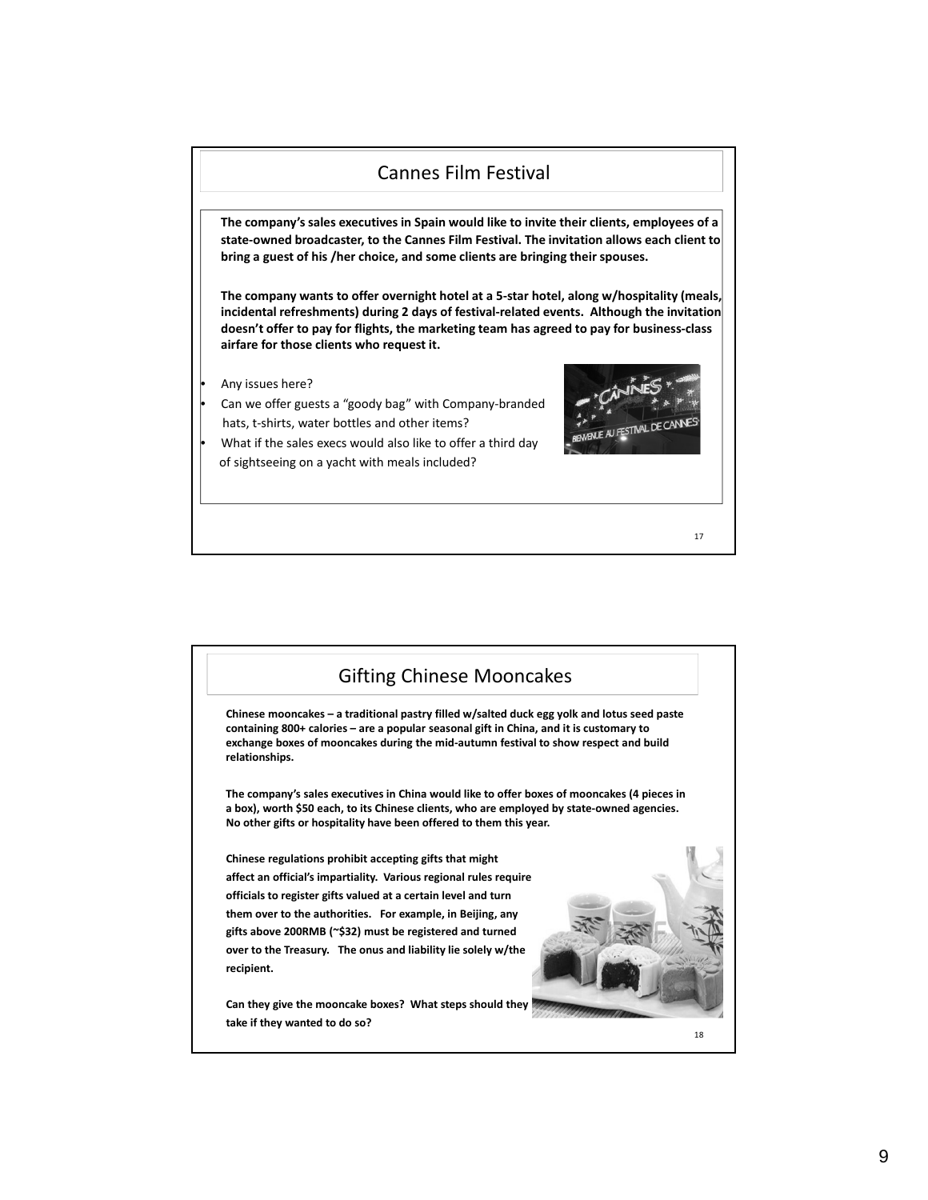## Cannes Film Festival

**The company's sales executives in Spain would like to invite their clients, employees of a state-owned broadcaster, to the Cannes Film Festival. The invitation allows each client to bring a guest of his /her choice, and some clients are bringing their spouses.**

**The company wants to offer overnight hotel at a 5-star hotel, along w/hospitality (meals, incidental refreshments) during 2 days of festival-related events. Although the invitation doesn't offer to pay for flights, the marketing team has agreed to pay for business-class airfare for those clients who request it.**

- Any issues here?
- Can we offer guests a "goody bag" with Company-branded hats, t-shirts, water bottles and other items?
- What if the sales execs would also like to offer a third day of sightseeing on a yacht with meals included?

## Gifting Chinese Mooncakes

**Chinese mooncakes – a traditional pastry filled w/salted duck egg yolk and lotus seed paste containing 800+ calories – are a popular seasonal gift in China, and it is customary to exchange boxes of mooncakes during the mid-autumn festival to show respect and build relationships.**

**The company's sales executives in China would like to offer boxes of mooncakes (4 pieces in a box), worth $50 each, to its Chinese clients, who are employed by state-owned agencies. No other gifts or hospitality have been offered to them this year.**

**Chinese regulations prohibit accepting gifts that might affect an official's impartiality. Various regional rules require officials to register gifts valued at a certain level and turn them over to the authorities. For example, in Beijing, any gifts above 200RMB (~$32) must be registered and turned over to the Treasury. The onus and liability lie solely w/the recipient.**

**Can they give the mooncake boxes? What steps should they take if they wanted to do so?**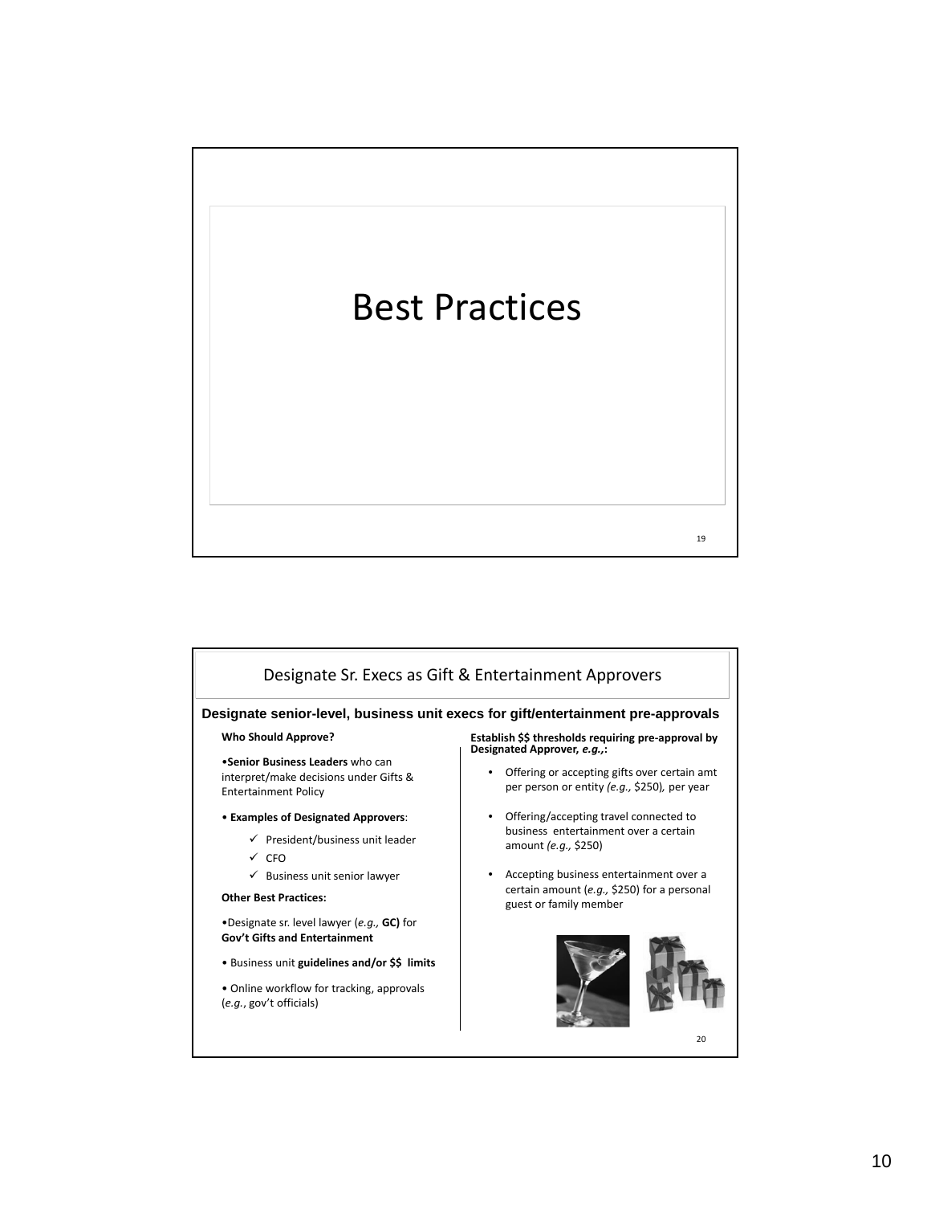# Best Practices

## Designate Sr. Execs as Gift & Entertainment Approvers

**Designate senior-level, business unit execs for gift/entertainment pre-approvals**

**Who Should Approve?**

- **Senior Business Leaders** who can interpret/make decisions under Gifts & Entertainment Policy
- **Examples of Designated Approvers**:
  - ✓ President/business unit leader
  - ✓ CFO
  - ✓ Business unit senior lawyer

**Other Best Practices:**

- Designate sr. level lawyer (*e.g.,* **GC)** for **Gov't Gifts and Entertainment**
- Business unit **guidelines and/or $$ limits**
- Online workflow for tracking, approvals (*e.g.*, gov't officials)

**Establish $$ thresholds requiring pre-approval by Designated Approver, *e.g.,*:**

- Offering or accepting gifts over certain amt per person or entity *(e.g.,* $250*),* per year
- Offering/accepting travel connected to business entertainment over a certain amount *(e.g.,* $250)
- Accepting business entertainment over a certain amount (*e.g.,* $250) for a personal guest or family member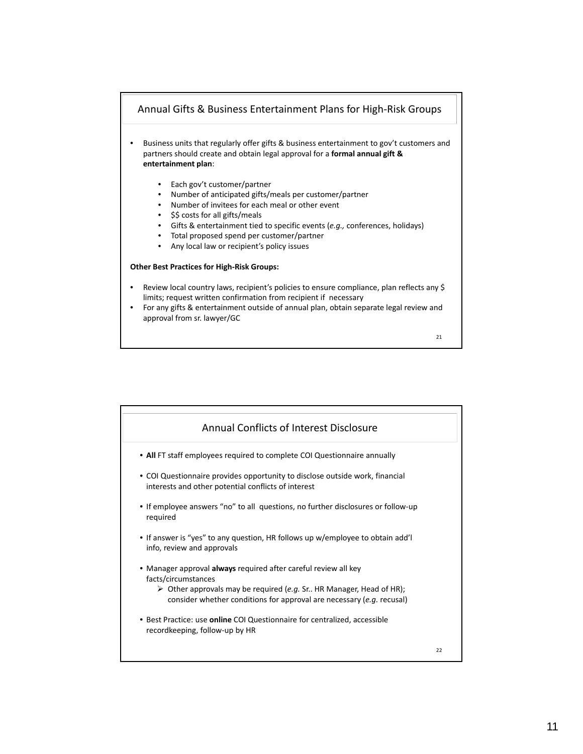## Annual Gifts & Business Entertainment Plans for High-Risk Groups

- Business units that regularly offer gifts & business entertainment to gov't customers and partners should create and obtain legal approval for a **formal annual gift & entertainment plan**:
  - Each gov't customer/partner
  - Number of anticipated gifts/meals per customer/partner
  - Number of invitees for each meal or other event
  - $$ costs for all gifts/meals
  - Gifts & entertainment tied to specific events (*e.g.,* conferences, holidays)
  - Total proposed spend per customer/partner
  - Any local law or recipient's policy issues

**Other Best Practices for High-Risk Groups:**

- Review local country laws, recipient's policies to ensure compliance, plan reflects any $ limits; request written confirmation from recipient if necessary
- For any gifts & entertainment outside of annual plan, obtain separate legal review and approval from sr. lawyer/GC

## Annual Conflicts of Interest Disclosure

- **All** FT staff employees required to complete COI Questionnaire annually
- COI Questionnaire provides opportunity to disclose outside work, financial interests and other potential conflicts of interest
- If employee answers "no" to all questions, no further disclosures or follow-up required
- If answer is "yes" to any question, HR follows up w/employee to obtain add'l info, review and approvals
- Manager approval **always** required after careful review all key facts/circumstances
  - Other approvals may be required (*e.g.* Sr.. HR Manager, Head of HR); consider whether conditions for approval are necessary (*e.g*. recusal)
- Best Practice: use **online** COI Questionnaire for centralized, accessible recordkeeping, follow-up by HR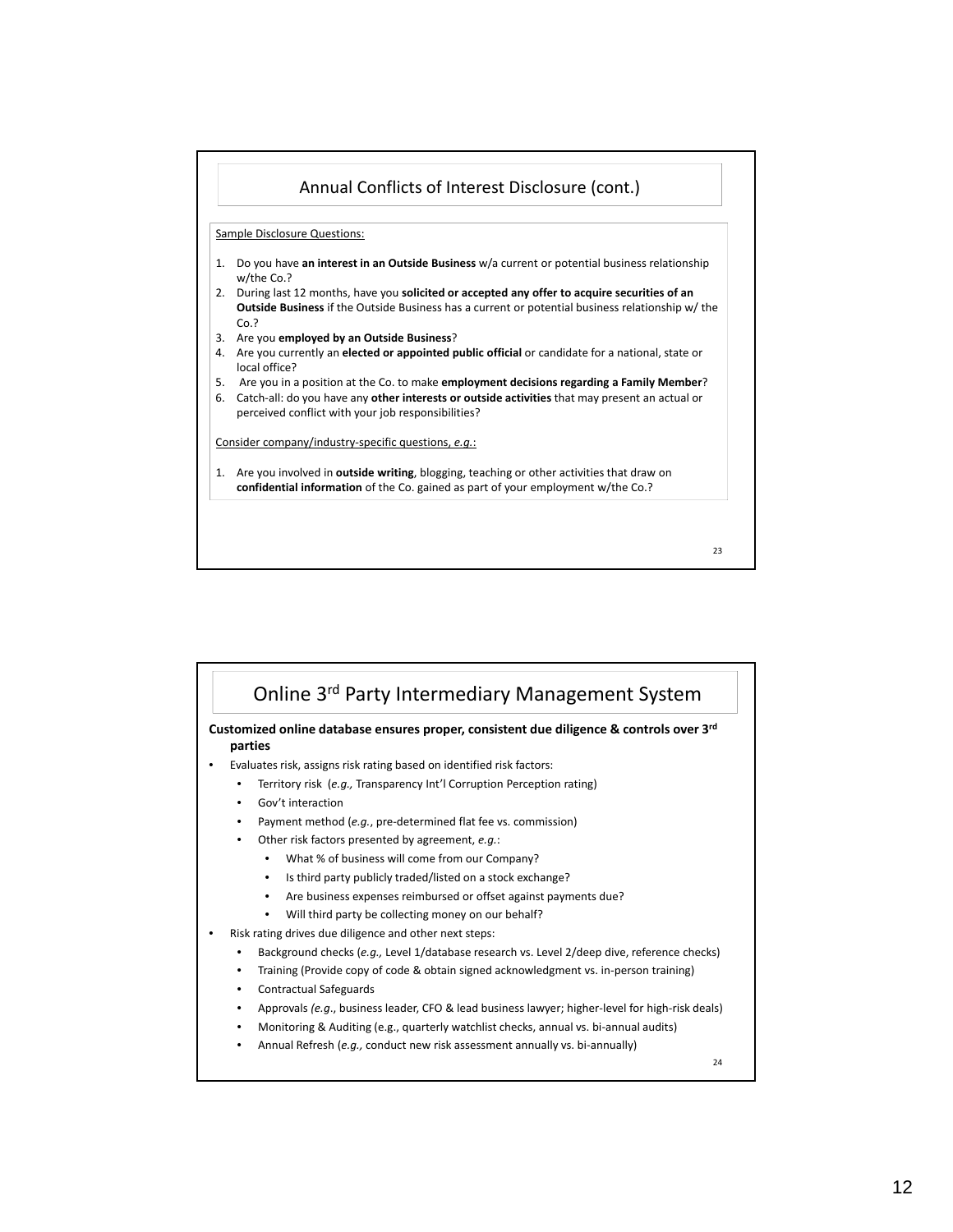## Annual Conflicts of Interest Disclosure (cont.)

Sample Disclosure Questions:

1. Do you have **an interest in an Outside Business** w/a current or potential business relationship w/the Co.?
2. During last 12 months, have you **solicited or accepted any offer to acquire securities of an Outside Business** if the Outside Business has a current or potential business relationship w/ the Co.?
3. Are you **employed by an Outside Business**?
4. Are you currently an **elected or appointed public official** or candidate for a national, state or local office?
5. Are you in a position at the Co. to make **employment decisions regarding a Family Member**?
6. Catch-all: do you have any **other interests or outside activities** that may present an actual or perceived conflict with your job responsibilities?

Consider company/industry-specific questions, *e.g.*:

1. Are you involved in **outside writing**, blogging, teaching or other activities that draw on **confidential information** of the Co. gained as part of your employment w/the Co.?

## Online 3rd Party Intermediary Management System

**Customized online database ensures proper, consistent due diligence & controls over 3rd parties**

- Evaluates risk, assigns risk rating based on identified risk factors:
  - Territory risk (*e.g.,* Transparency Int'l Corruption Perception rating)
  - Gov't interaction
  - Payment method (*e.g.*, pre-determined flat fee vs. commission)
  - Other risk factors presented by agreement, *e.g.*:
    - What % of business will come from our Company?
    - Is third party publicly traded/listed on a stock exchange?
    - Are business expenses reimbursed or offset against payments due?
    - Will third party be collecting money on our behalf?
- Risk rating drives due diligence and other next steps:
  - Background checks (*e.g.,* Level 1/database research vs. Level 2/deep dive, reference checks)
  - Training (Provide copy of code & obtain signed acknowledgment vs. in-person training)
  - Contractual Safeguards
  - Approvals *(e.g*., business leader, CFO & lead business lawyer; higher-level for high-risk deals)
  - Monitoring & Auditing (e.g., quarterly watchlist checks, annual vs. bi-annual audits)
  - Annual Refresh (*e.g.,* conduct new risk assessment annually vs. bi-annually)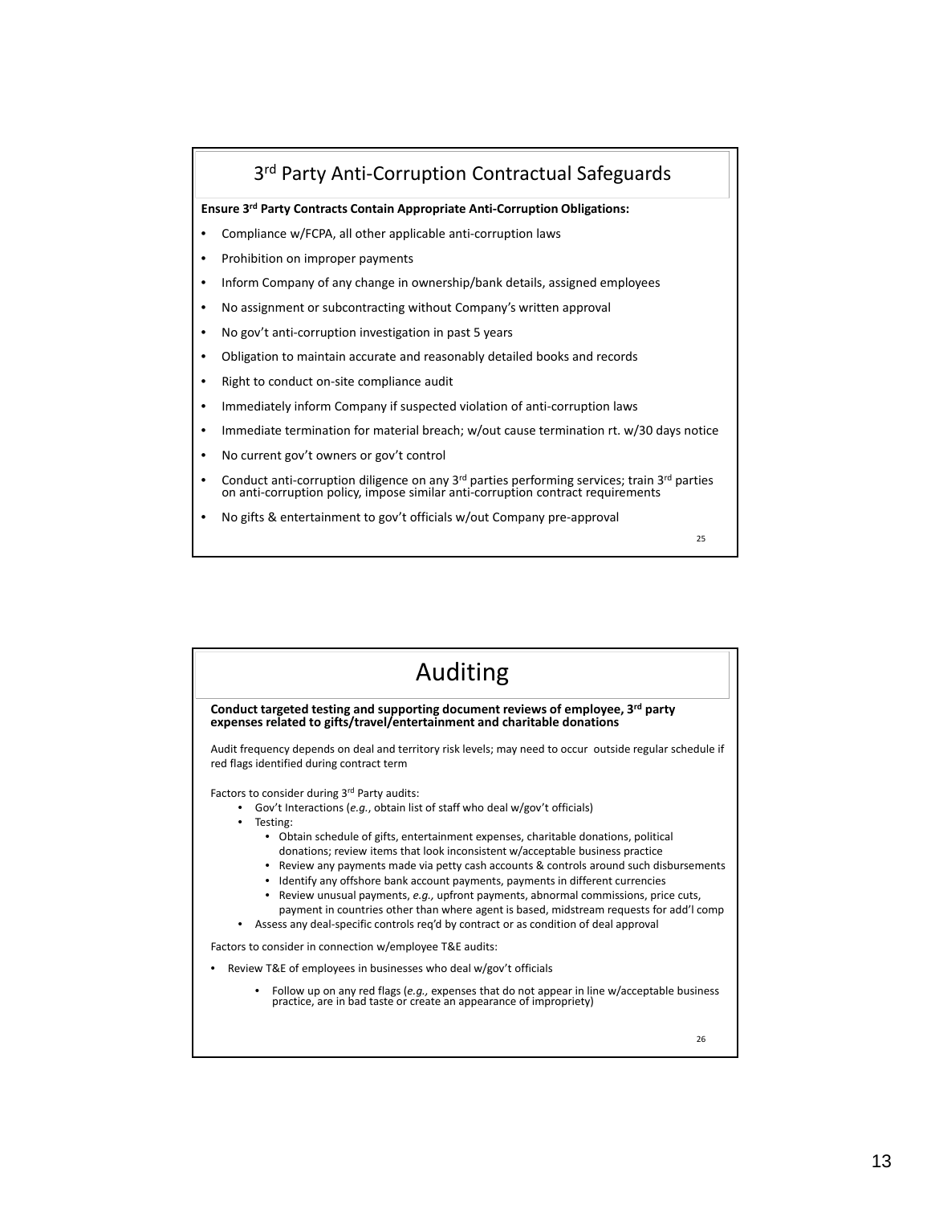## 3rd Party Anti-Corruption Contractual Safeguards

**Ensure 3rd Party Contracts Contain Appropriate Anti-Corruption Obligations:**

- Compliance w/FCPA, all other applicable anti-corruption laws
- Prohibition on improper payments
- Inform Company of any change in ownership/bank details, assigned employees
- No assignment or subcontracting without Company's written approval
- No gov't anti-corruption investigation in past 5 years
- Obligation to maintain accurate and reasonably detailed books and records
- Right to conduct on-site compliance audit
- Immediately inform Company if suspected violation of anti-corruption laws
- Immediate termination for material breach; w/out cause termination rt. w/30 days notice
- No current gov't owners or gov't control
- Conduct anti-corruption diligence on any 3rd parties performing services; train 3rd parties on anti-corruption policy, impose similar anti-corruption contract requirements
- No gifts & entertainment to gov't officials w/out Company pre-approval

## Auditing

**Conduct targeted testing and supporting document reviews of employee, 3rd party expenses related to gifts/travel/entertainment and charitable donations**

Audit frequency depends on deal and territory risk levels; may need to occur outside regular schedule if red flags identified during contract term

Factors to consider during 3rd Party audits:

- Gov't Interactions (*e.g.*, obtain list of staff who deal w/gov't officials)
- Testing:
  - Obtain schedule of gifts, entertainment expenses, charitable donations, political donations; review items that look inconsistent w/acceptable business practice
  - Review any payments made via petty cash accounts & controls around such disbursements
  - Identify any offshore bank account payments, payments in different currencies
  - Review unusual payments, *e.g.,* upfront payments, abnormal commissions, price cuts, payment in countries other than where agent is based, midstream requests for add'l comp
- Assess any deal-specific controls req'd by contract or as condition of deal approval

Factors to consider in connection w/employee T&E audits:

- Review T&E of employees in businesses who deal w/gov't officials
  - Follow up on any red flags (*e.g.,* expenses that do not appear in line w/acceptable business practice, are in bad taste or create an appearance of impropriety)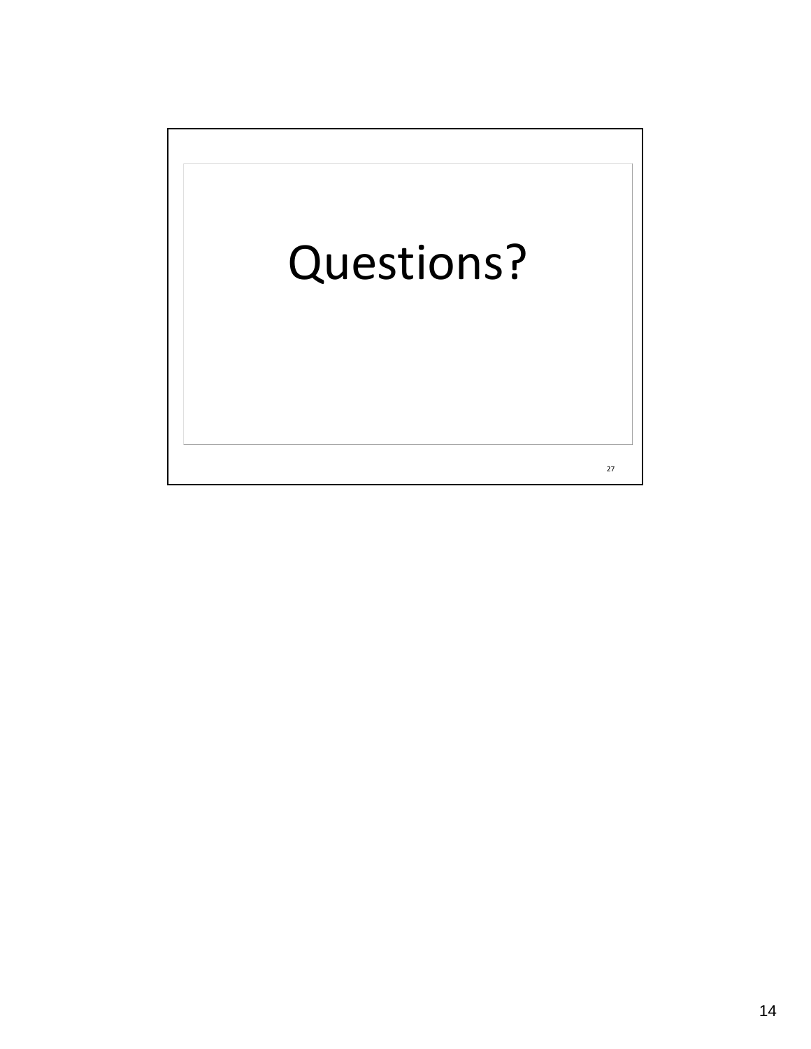# Questions?